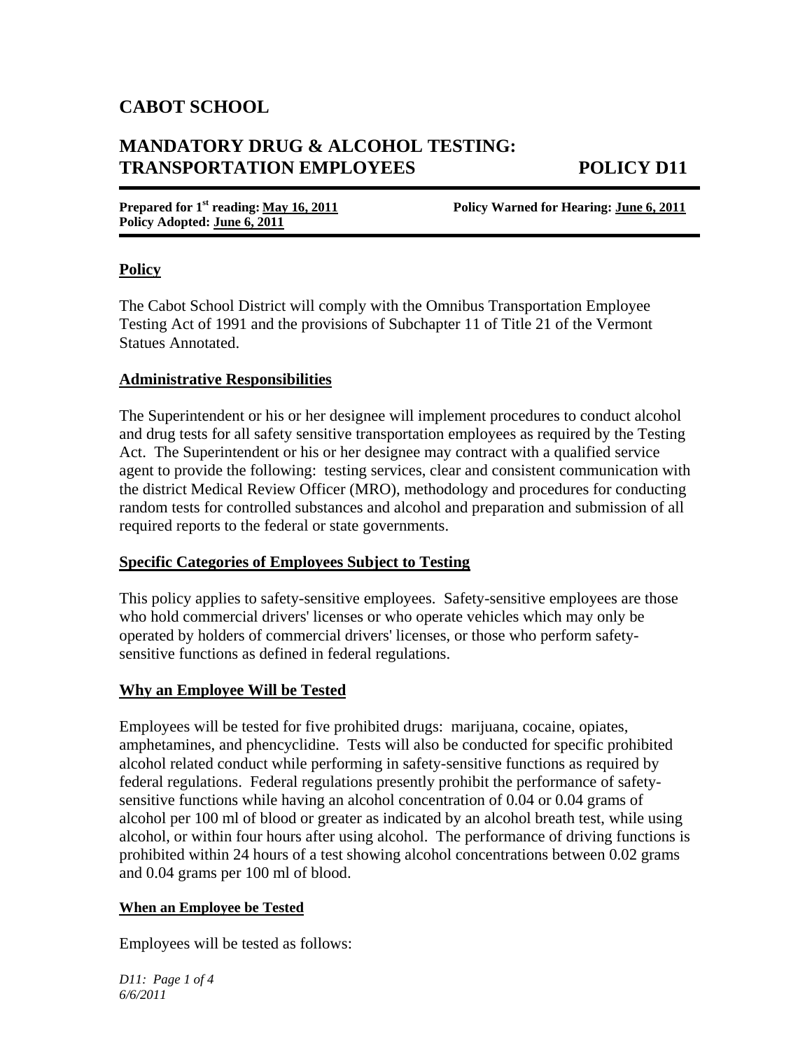# CABOT SCHOOL

## MANDATORY DRUG & ALCOHOL TESTING: TRANSPORTATION EMPLOYEES POLICY D11

**Prepared for 1st reading: May 16, 2011** **Policy Warned for Hearing: June 6, 2011**
**Policy Adopted: June 6, 2011**

### Policy

The Cabot School District will comply with the Omnibus Transportation Employee Testing Act of 1991 and the provisions of Subchapter 11 of Title 21 of the Vermont Statues Annotated.

### Administrative Responsibilities

The Superintendent or his or her designee will implement procedures to conduct alcohol and drug tests for all safety sensitive transportation employees as required by the Testing Act. The Superintendent or his or her designee may contract with a qualified service agent to provide the following: testing services, clear and consistent communication with the district Medical Review Officer (MRO), methodology and procedures for conducting random tests for controlled substances and alcohol and preparation and submission of all required reports to the federal or state governments.

### Specific Categories of Employees Subject to Testing

This policy applies to safety-sensitive employees. Safety-sensitive employees are those who hold commercial drivers' licenses or who operate vehicles which may only be operated by holders of commercial drivers' licenses, or those who perform safety-sensitive functions as defined in federal regulations.

### Why an Employee Will be Tested

Employees will be tested for five prohibited drugs: marijuana, cocaine, opiates, amphetamines, and phencyclidine. Tests will also be conducted for specific prohibited alcohol related conduct while performing in safety-sensitive functions as required by federal regulations. Federal regulations presently prohibit the performance of safety-sensitive functions while having an alcohol concentration of 0.04 or 0.04 grams of alcohol per 100 ml of blood or greater as indicated by an alcohol breath test, while using alcohol, or within four hours after using alcohol. The performance of driving functions is prohibited within 24 hours of a test showing alcohol concentrations between 0.02 grams and 0.04 grams per 100 ml of blood.

### When an Employee be Tested

Employees will be tested as follows: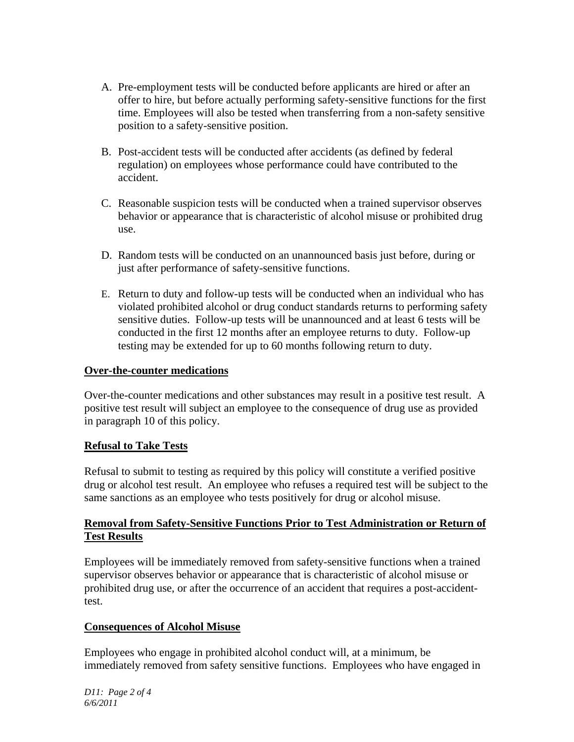A. Pre-employment tests will be conducted before applicants are hired or after an offer to hire, but before actually performing safety-sensitive functions for the first time. Employees will also be tested when transferring from a non-safety sensitive position to a safety-sensitive position.

B. Post-accident tests will be conducted after accidents (as defined by federal regulation) on employees whose performance could have contributed to the accident.

C. Reasonable suspicion tests will be conducted when a trained supervisor observes behavior or appearance that is characteristic of alcohol misuse or prohibited drug use.

D. Random tests will be conducted on an unannounced basis just before, during or just after performance of safety-sensitive functions.

E. Return to duty and follow-up tests will be conducted when an individual who has violated prohibited alcohol or drug conduct standards returns to performing safety sensitive duties. Follow-up tests will be unannounced and at least 6 tests will be conducted in the first 12 months after an employee returns to duty. Follow-up testing may be extended for up to 60 months following return to duty.

**Over-the-counter medications**

Over-the-counter medications and other substances may result in a positive test result. A positive test result will subject an employee to the consequence of drug use as provided in paragraph 10 of this policy.

**Refusal to Take Tests**

Refusal to submit to testing as required by this policy will constitute a verified positive drug or alcohol test result. An employee who refuses a required test will be subject to the same sanctions as an employee who tests positively for drug or alcohol misuse.

**Removal from Safety-Sensitive Functions Prior to Test Administration or Return of Test Results**

Employees will be immediately removed from safety-sensitive functions when a trained supervisor observes behavior or appearance that is characteristic of alcohol misuse or prohibited drug use, or after the occurrence of an accident that requires a post-accident-test.

**Consequences of Alcohol Misuse**

Employees who engage in prohibited alcohol conduct will, at a minimum, be immediately removed from safety sensitive functions. Employees who have engaged in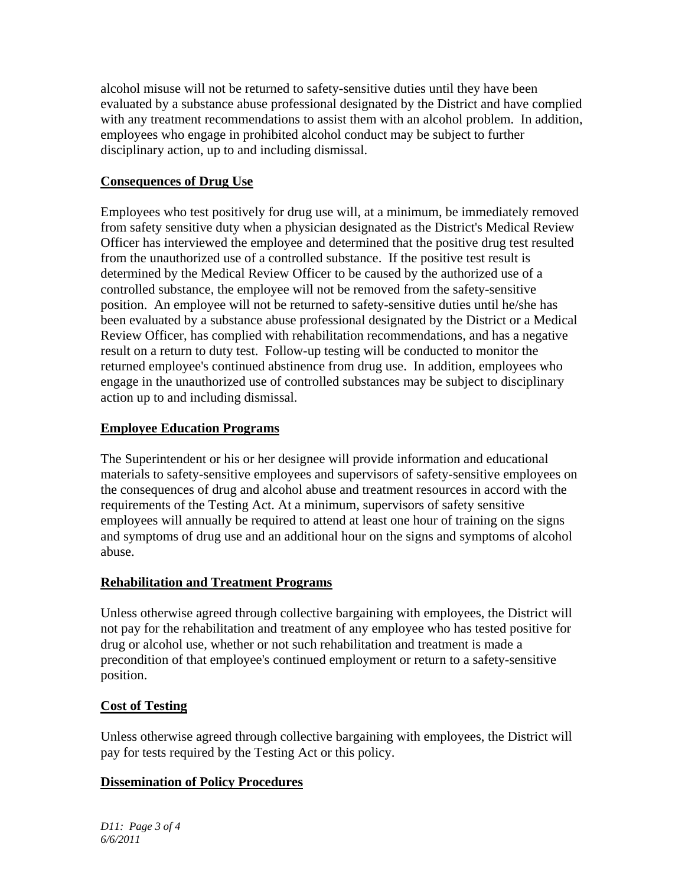alcohol misuse will not be returned to safety-sensitive duties until they have been evaluated by a substance abuse professional designated by the District and have complied with any treatment recommendations to assist them with an alcohol problem. In addition, employees who engage in prohibited alcohol conduct may be subject to further disciplinary action, up to and including dismissal.

**Consequences of Drug Use**

Employees who test positively for drug use will, at a minimum, be immediately removed from safety sensitive duty when a physician designated as the District's Medical Review Officer has interviewed the employee and determined that the positive drug test resulted from the unauthorized use of a controlled substance. If the positive test result is determined by the Medical Review Officer to be caused by the authorized use of a controlled substance, the employee will not be removed from the safety-sensitive position. An employee will not be returned to safety-sensitive duties until he/she has been evaluated by a substance abuse professional designated by the District or a Medical Review Officer, has complied with rehabilitation recommendations, and has a negative result on a return to duty test. Follow-up testing will be conducted to monitor the returned employee's continued abstinence from drug use. In addition, employees who engage in the unauthorized use of controlled substances may be subject to disciplinary action up to and including dismissal.

**Employee Education Programs**

The Superintendent or his or her designee will provide information and educational materials to safety-sensitive employees and supervisors of safety-sensitive employees on the consequences of drug and alcohol abuse and treatment resources in accord with the requirements of the Testing Act. At a minimum, supervisors of safety sensitive employees will annually be required to attend at least one hour of training on the signs and symptoms of drug use and an additional hour on the signs and symptoms of alcohol abuse.

**Rehabilitation and Treatment Programs**

Unless otherwise agreed through collective bargaining with employees, the District will not pay for the rehabilitation and treatment of any employee who has tested positive for drug or alcohol use, whether or not such rehabilitation and treatment is made a precondition of that employee's continued employment or return to a safety-sensitive position.

**Cost of Testing**

Unless otherwise agreed through collective bargaining with employees, the District will pay for tests required by the Testing Act or this policy.

**Dissemination of Policy Procedures**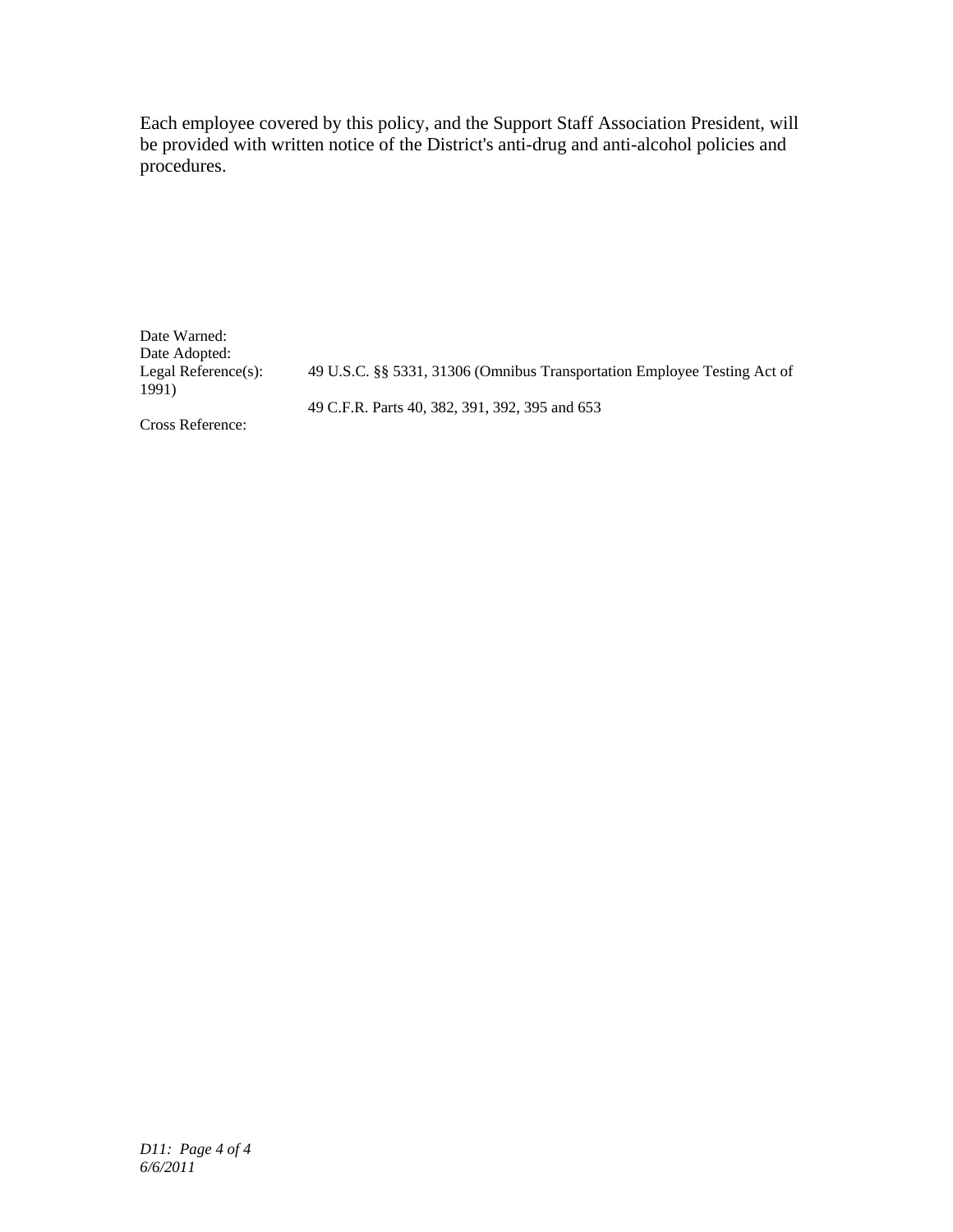Each employee covered by this policy, and the Support Staff Association President, will be provided with written notice of the District's anti-drug and anti-alcohol policies and procedures.

Date Warned:
Date Adopted:
Legal Reference(s): 49 U.S.C. §§ 5331, 31306 (Omnibus Transportation Employee Testing Act of 1991)
49 C.F.R. Parts 40, 382, 391, 392, 395 and 653
Cross Reference: